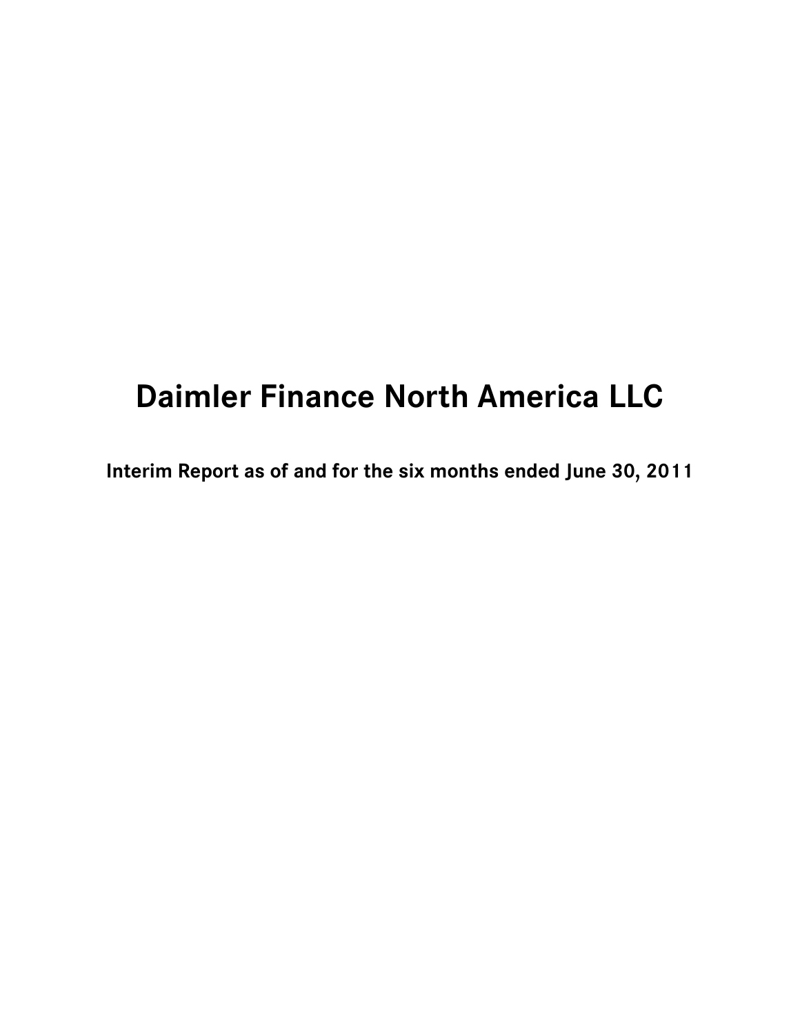# Daimler Finance North America LLC

**Interim Report as of and for the six months ended June 30, 2011**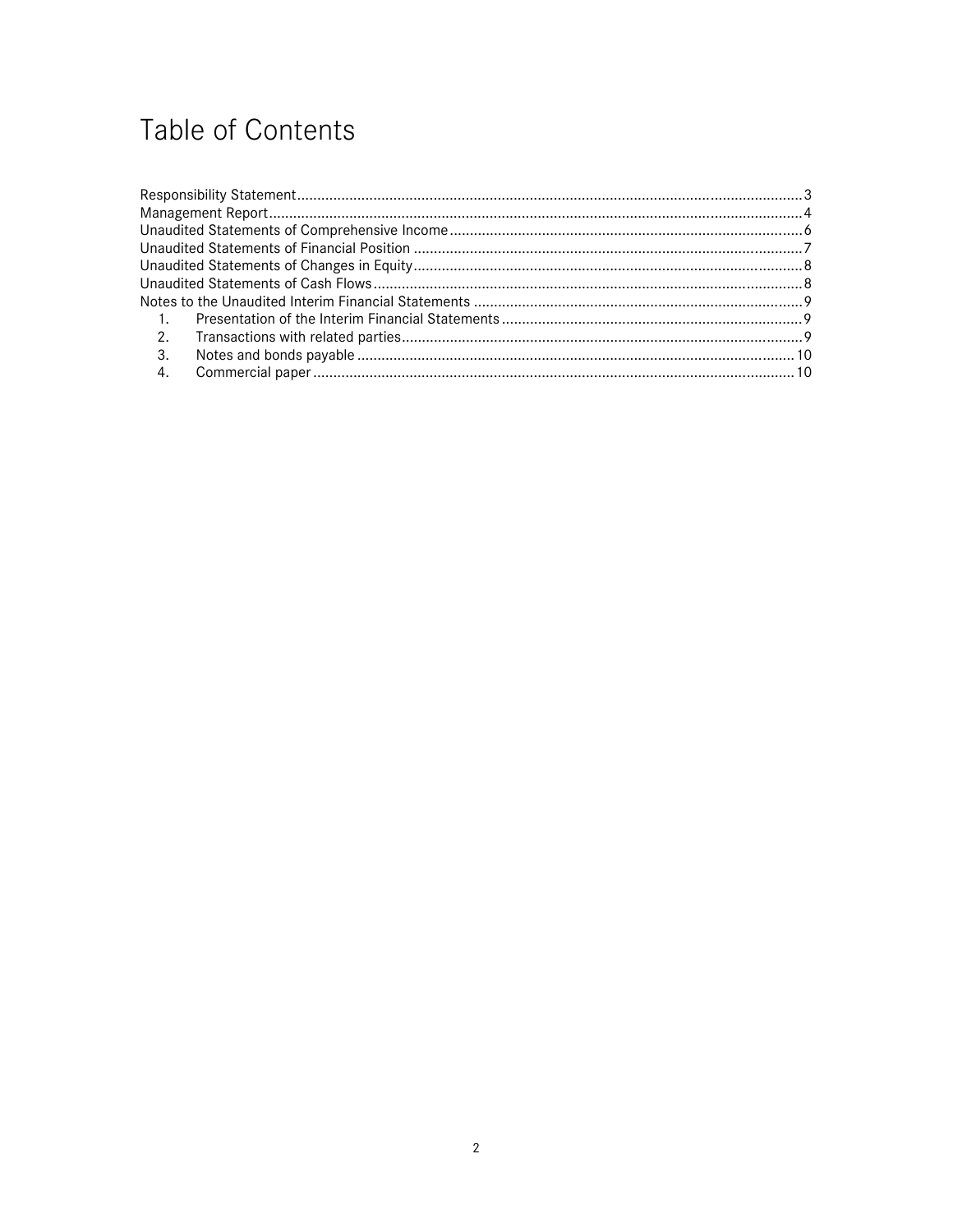# Table of Contents

Responsibility Statement ........................................................................................................ 3
Management Report ................................................................................................................ 4
Unaudited Statements of Comprehensive Income ................................................................... 6
Unaudited Statements of Financial Position ........................................................................... 7
Unaudited Statements of Changes in Equity .......................................................................... 8
Unaudited Statements of Cash Flows ..................................................................................... 8
Notes to the Unaudited Interim Financial Statements ............................................................ 9

1. Presentation of the Interim Financial Statements ........................................................... 9
2. Transactions with related parties .................................................................................... 9
3. Notes and bonds payable ............................................................................................... 10
4. Commercial paper .......................................................................................................... 10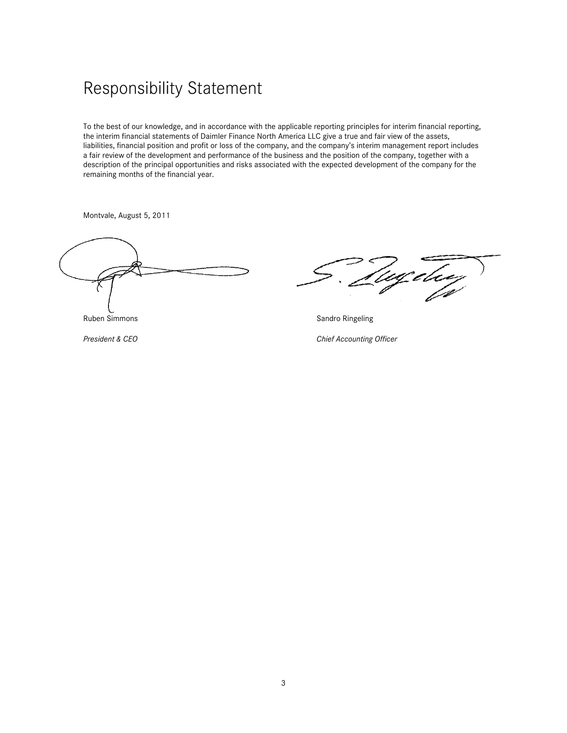# Responsibility Statement

To the best of our knowledge, and in accordance with the applicable reporting principles for interim financial reporting, the interim financial statements of Daimler Finance North America LLC give a true and fair view of the assets, liabilities, financial position and profit or loss of the company, and the company's interim management report includes a fair review of the development and performance of the business and the position of the company, together with a description of the principal opportunities and risks associated with the expected development of the company for the remaining months of the financial year.

Montvale, August 5, 2011

Ruben Simmons

*President & CEO*

Sandro Ringeling

*Chief Accounting Officer*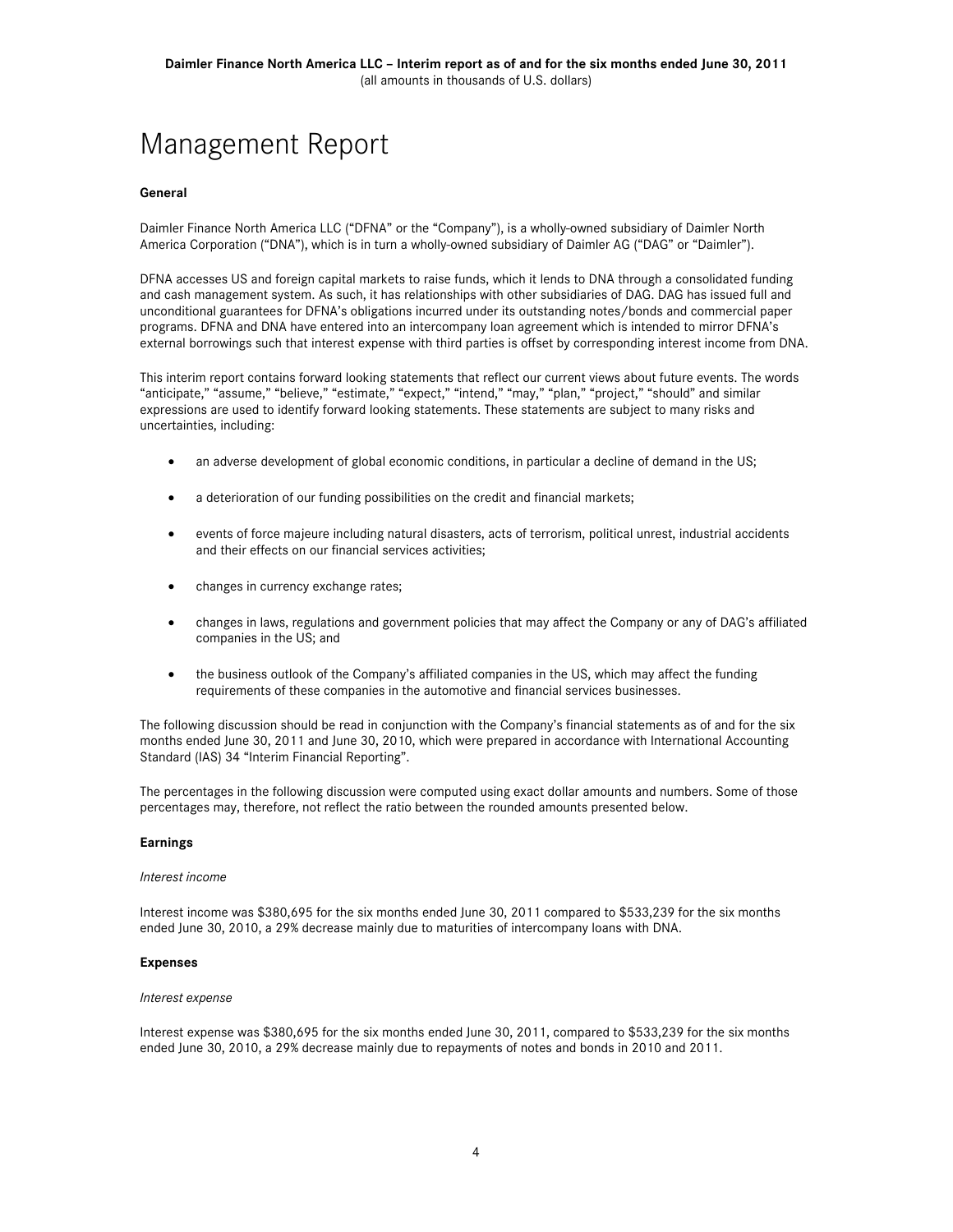# Management Report

**General**

Daimler Finance North America LLC ("DFNA" or the "Company"), is a wholly-owned subsidiary of Daimler North America Corporation ("DNA"), which is in turn a wholly-owned subsidiary of Daimler AG ("DAG" or "Daimler").

DFNA accesses US and foreign capital markets to raise funds, which it lends to DNA through a consolidated funding and cash management system. As such, it has relationships with other subsidiaries of DAG. DAG has issued full and unconditional guarantees for DFNA's obligations incurred under its outstanding notes/bonds and commercial paper programs. DFNA and DNA have entered into an intercompany loan agreement which is intended to mirror DFNA's external borrowings such that interest expense with third parties is offset by corresponding interest income from DNA.

This interim report contains forward looking statements that reflect our current views about future events. The words "anticipate," "assume," "believe," "estimate," "expect," "intend," "may," "plan," "project," "should" and similar expressions are used to identify forward looking statements. These statements are subject to many risks and uncertainties, including:

- an adverse development of global economic conditions, in particular a decline of demand in the US;
- a deterioration of our funding possibilities on the credit and financial markets;
- events of force majeure including natural disasters, acts of terrorism, political unrest, industrial accidents and their effects on our financial services activities;
- changes in currency exchange rates;
- changes in laws, regulations and government policies that may affect the Company or any of DAG's affiliated companies in the US; and
- the business outlook of the Company's affiliated companies in the US, which may affect the funding requirements of these companies in the automotive and financial services businesses.

The following discussion should be read in conjunction with the Company's financial statements as of and for the six months ended June 30, 2011 and June 30, 2010, which were prepared in accordance with International Accounting Standard (IAS) 34 "Interim Financial Reporting".

The percentages in the following discussion were computed using exact dollar amounts and numbers. Some of those percentages may, therefore, not reflect the ratio between the rounded amounts presented below.

**Earnings**

*Interest income*

Interest income was $380,695 for the six months ended June 30, 2011 compared to $533,239 for the six months ended June 30, 2010, a 29% decrease mainly due to maturities of intercompany loans with DNA.

**Expenses**

*Interest expense*

Interest expense was $380,695 for the six months ended June 30, 2011, compared to $533,239 for the six months ended June 30, 2010, a 29% decrease mainly due to repayments of notes and bonds in 2010 and 2011.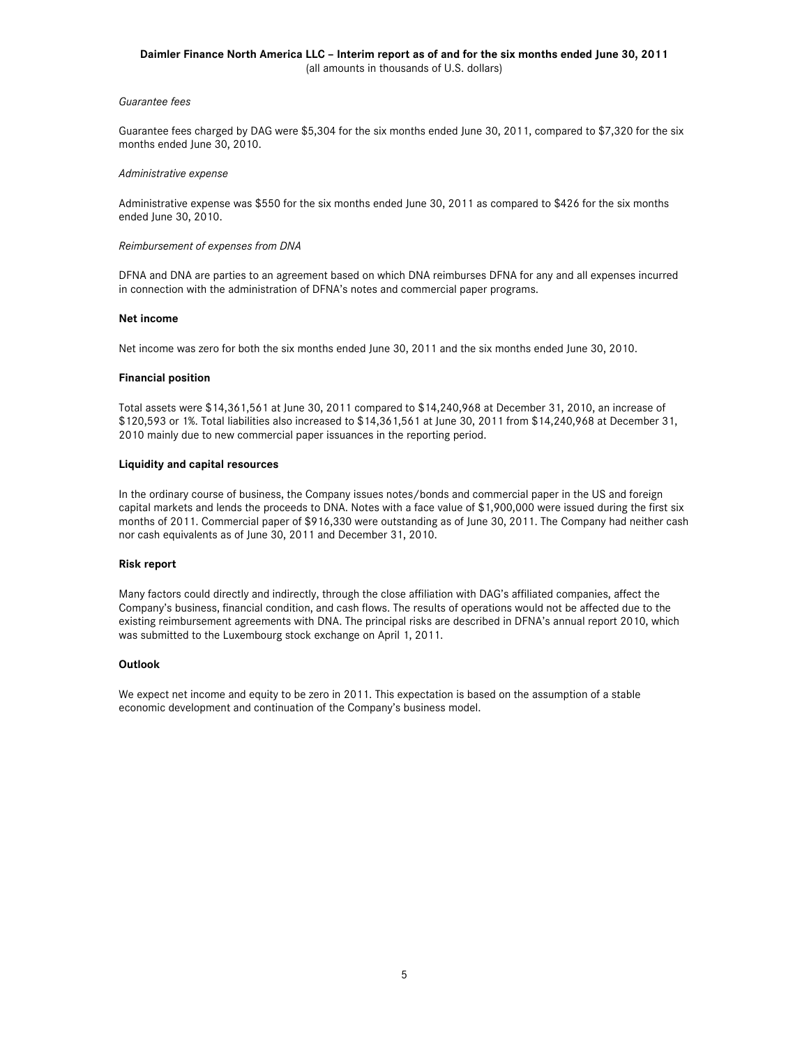*Guarantee fees*

Guarantee fees charged by DAG were $5,304 for the six months ended June 30, 2011, compared to $7,320 for the six months ended June 30, 2010.

*Administrative expense*

Administrative expense was $550 for the six months ended June 30, 2011 as compared to $426 for the six months ended June 30, 2010.

*Reimbursement of expenses from DNA*

DFNA and DNA are parties to an agreement based on which DNA reimburses DFNA for any and all expenses incurred in connection with the administration of DFNA's notes and commercial paper programs.

**Net income**

Net income was zero for both the six months ended June 30, 2011 and the six months ended June 30, 2010.

**Financial position**

Total assets were $14,361,561 at June 30, 2011 compared to $14,240,968 at December 31, 2010, an increase of $120,593 or 1%. Total liabilities also increased to $14,361,561 at June 30, 2011 from $14,240,968 at December 31, 2010 mainly due to new commercial paper issuances in the reporting period.

**Liquidity and capital resources**

In the ordinary course of business, the Company issues notes/bonds and commercial paper in the US and foreign capital markets and lends the proceeds to DNA. Notes with a face value of $1,900,000 were issued during the first six months of 2011. Commercial paper of $916,330 were outstanding as of June 30, 2011. The Company had neither cash nor cash equivalents as of June 30, 2011 and December 31, 2010.

**Risk report**

Many factors could directly and indirectly, through the close affiliation with DAG's affiliated companies, affect the Company's business, financial condition, and cash flows. The results of operations would not be affected due to the existing reimbursement agreements with DNA. The principal risks are described in DFNA's annual report 2010, which was submitted to the Luxembourg stock exchange on April 1, 2011.

**Outlook**

We expect net income and equity to be zero in 2011. This expectation is based on the assumption of a stable economic development and continuation of the Company's business model.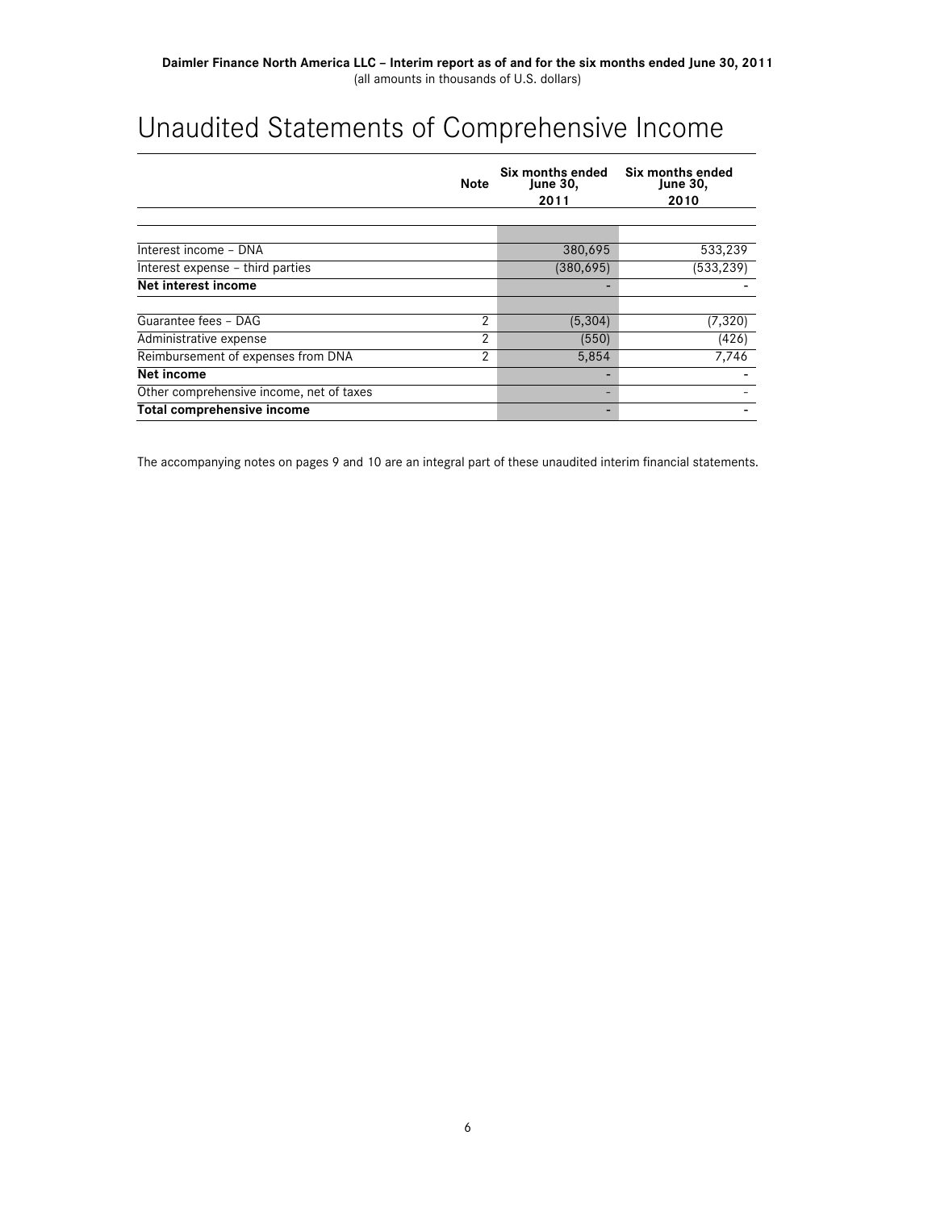# Unaudited Statements of Comprehensive Income

| | Note | Six months ended June 30, 2011 | Six months ended June 30, 2010 |
|---|---|---|---|
| Interest income – DNA | | 380,695 | 533,239 |
| Interest expense – third parties | | (380,695) | (533,239) |
| **Net interest income** | | - | - |
| Guarantee fees – DAG | 2 | (5,304) | (7,320) |
| Administrative expense | 2 | (550) | (426) |
| Reimbursement of expenses from DNA | 2 | 5,854 | 7,746 |
| **Net income** | | - | - |
| Other comprehensive income, net of taxes | | - | - |
| **Total comprehensive income** | | - | - |

The accompanying notes on pages 9 and 10 are an integral part of these unaudited interim financial statements.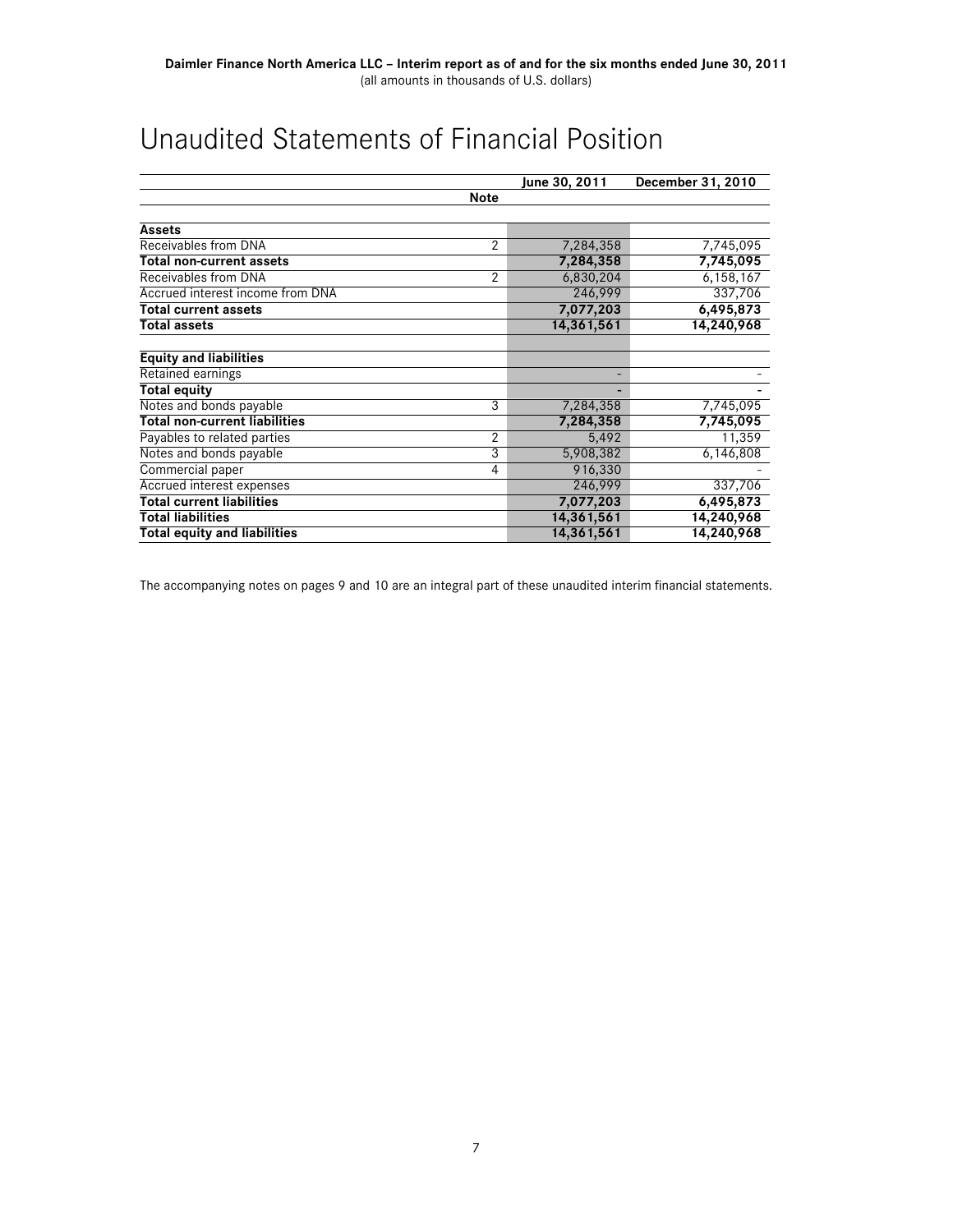# Unaudited Statements of Financial Position

| | Note | June 30, 2011 | December 31, 2010 |
|---|---|---|---|
| **Assets** | | | |
| Receivables from DNA | 2 | 7,284,358 | 7,745,095 |
| **Total non-current assets** | | **7,284,358** | **7,745,095** |
| Receivables from DNA | 2 | 6,830,204 | 6,158,167 |
| Accrued interest income from DNA | | 246,999 | 337,706 |
| **Total current assets** | | **7,077,203** | **6,495,873** |
| **Total assets** | | **14,361,561** | **14,240,968** |
| **Equity and liabilities** | | | |
| Retained earnings | | - | - |
| **Total equity** | | **-** | **-** |
| Notes and bonds payable | 3 | 7,284,358 | 7,745,095 |
| **Total non-current liabilities** | | **7,284,358** | **7,745,095** |
| Payables to related parties | 2 | 5,492 | 11,359 |
| Notes and bonds payable | 3 | 5,908,382 | 6,146,808 |
| Commercial paper | 4 | 916,330 | - |
| Accrued interest expenses | | 246,999 | 337,706 |
| **Total current liabilities** | | **7,077,203** | **6,495,873** |
| **Total liabilities** | | **14,361,561** | **14,240,968** |
| **Total equity and liabilities** | | **14,361,561** | **14,240,968** |

The accompanying notes on pages 9 and 10 are an integral part of these unaudited interim financial statements.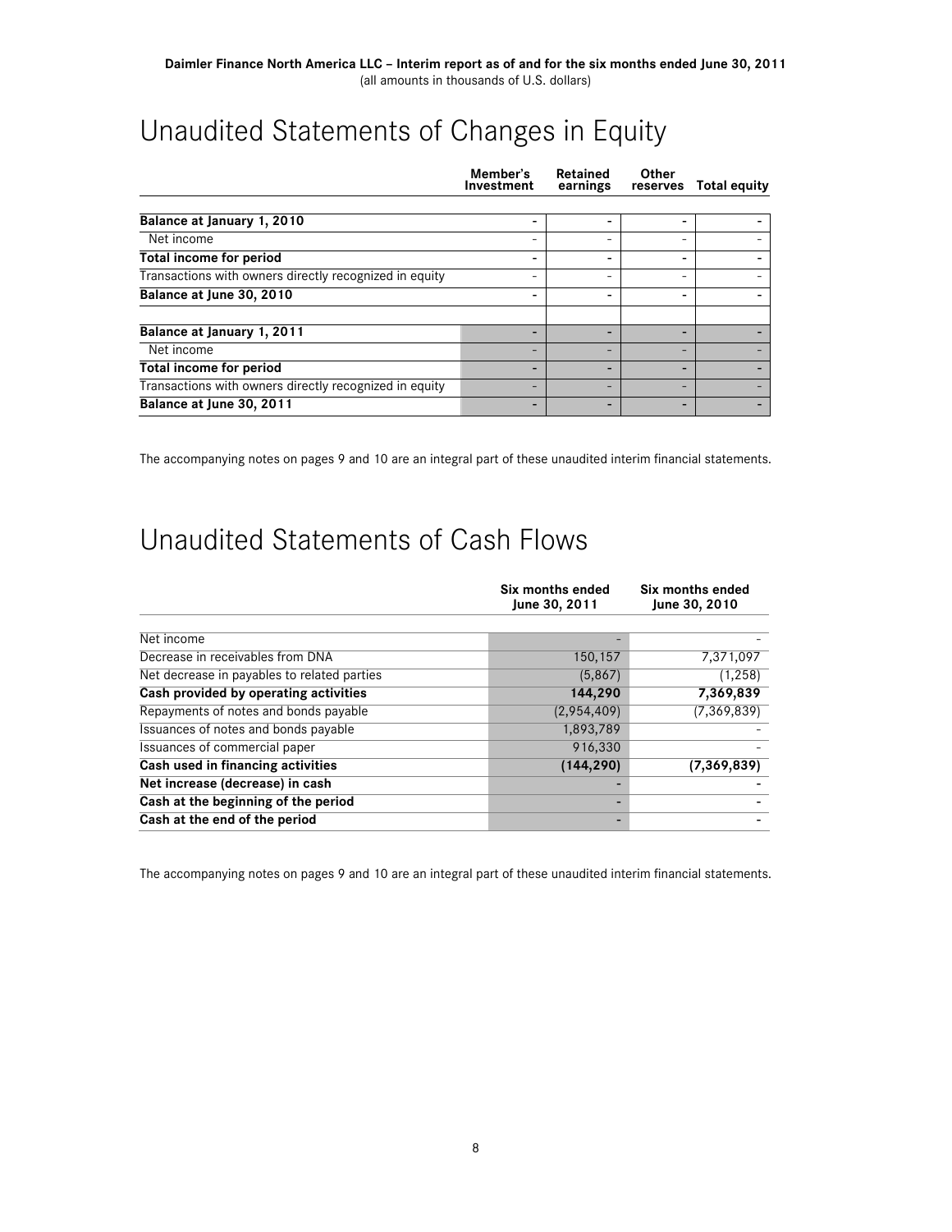# Unaudited Statements of Changes in Equity

| | Member's Investment | Retained earnings | Other reserves | Total equity |
|---|---|---|---|---|
| **Balance at January 1, 2010** | - | - | - | - |
| Net income | - | - | - | - |
| **Total income for period** | - | - | - | - |
| Transactions with owners directly recognized in equity | - | - | - | - |
| **Balance at June 30, 2010** | - | - | - | - |
| | | | | |
| **Balance at January 1, 2011** | - | - | - | - |
| Net income | - | - | - | - |
| **Total income for period** | - | - | - | - |
| Transactions with owners directly recognized in equity | - | - | - | - |
| **Balance at June 30, 2011** | - | - | - | - |

The accompanying notes on pages 9 and 10 are an integral part of these unaudited interim financial statements.

# Unaudited Statements of Cash Flows

| | Six months ended June 30, 2011 | Six months ended June 30, 2010 |
|---|---|---|
| Net income | - | - |
| Decrease in receivables from DNA | 150,157 | 7,371,097 |
| Net decrease in payables to related parties | (5,867) | (1,258) |
| **Cash provided by operating activities** | **144,290** | **7,369,839** |
| Repayments of notes and bonds payable | (2,954,409) | (7,369,839) |
| Issuances of notes and bonds payable | 1,893,789 | - |
| Issuances of commercial paper | 916,330 | - |
| **Cash used in financing activities** | **(144,290)** | **(7,369,839)** |
| **Net increase (decrease) in cash** | - | - |
| **Cash at the beginning of the period** | - | - |
| **Cash at the end of the period** | - | - |

The accompanying notes on pages 9 and 10 are an integral part of these unaudited interim financial statements.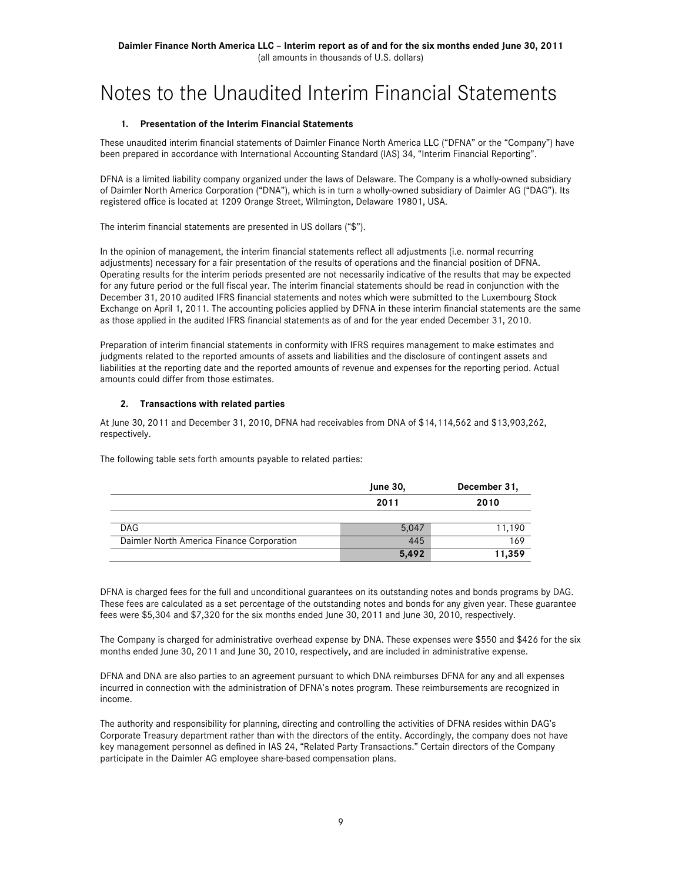# Notes to the Unaudited Interim Financial Statements

### 1. Presentation of the Interim Financial Statements

These unaudited interim financial statements of Daimler Finance North America LLC ("DFNA" or the "Company") have been prepared in accordance with International Accounting Standard (IAS) 34, "Interim Financial Reporting".

DFNA is a limited liability company organized under the laws of Delaware. The Company is a wholly-owned subsidiary of Daimler North America Corporation ("DNA"), which is in turn a wholly-owned subsidiary of Daimler AG ("DAG"). Its registered office is located at 1209 Orange Street, Wilmington, Delaware 19801, USA.

The interim financial statements are presented in US dollars ("$").

In the opinion of management, the interim financial statements reflect all adjustments (i.e. normal recurring adjustments) necessary for a fair presentation of the results of operations and the financial position of DFNA. Operating results for the interim periods presented are not necessarily indicative of the results that may be expected for any future period or the full fiscal year. The interim financial statements should be read in conjunction with the December 31, 2010 audited IFRS financial statements and notes which were submitted to the Luxembourg Stock Exchange on April 1, 2011. The accounting policies applied by DFNA in these interim financial statements are the same as those applied in the audited IFRS financial statements as of and for the year ended December 31, 2010.

Preparation of interim financial statements in conformity with IFRS requires management to make estimates and judgments related to the reported amounts of assets and liabilities and the disclosure of contingent assets and liabilities at the reporting date and the reported amounts of revenue and expenses for the reporting period. Actual amounts could differ from those estimates.

### 2. Transactions with related parties

At June 30, 2011 and December 31, 2010, DFNA had receivables from DNA of $14,114,562 and $13,903,262, respectively.

The following table sets forth amounts payable to related parties:

| | June 30, 2011 | December 31, 2010 |
|---|---|---|
| DAG | 5,047 | 11,190 |
| Daimler North America Finance Corporation | 445 | 169 |
| | **5,492** | **11,359** |

DFNA is charged fees for the full and unconditional guarantees on its outstanding notes and bonds programs by DAG. These fees are calculated as a set percentage of the outstanding notes and bonds for any given year. These guarantee fees were $5,304 and $7,320 for the six months ended June 30, 2011 and June 30, 2010, respectively.

The Company is charged for administrative overhead expense by DNA. These expenses were $550 and $426 for the six months ended June 30, 2011 and June 30, 2010, respectively, and are included in administrative expense.

DFNA and DNA are also parties to an agreement pursuant to which DNA reimburses DFNA for any and all expenses incurred in connection with the administration of DFNA's notes program. These reimbursements are recognized in income.

The authority and responsibility for planning, directing and controlling the activities of DFNA resides within DAG's Corporate Treasury department rather than with the directors of the entity. Accordingly, the company does not have key management personnel as defined in IAS 24, "Related Party Transactions." Certain directors of the Company participate in the Daimler AG employee share-based compensation plans.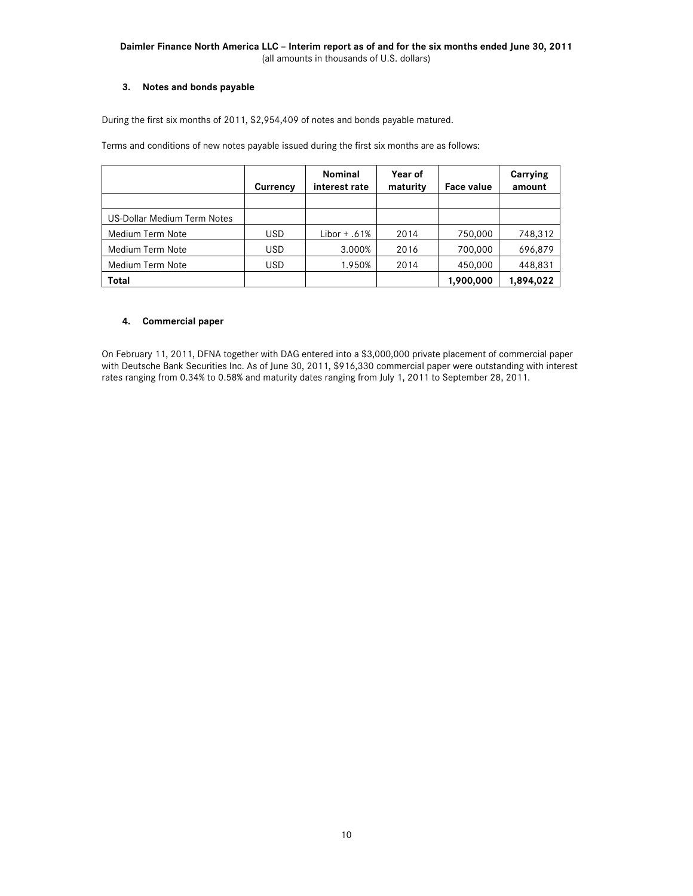Daimler Finance North America LLC – Interim report as of and for the six months ended June 30, 2011
(all amounts in thousands of U.S. dollars)

### 3. Notes and bonds payable

During the first six months of 2011, $2,954,409 of notes and bonds payable matured.

Terms and conditions of new notes payable issued during the first six months are as follows:

| | Currency | Nominal interest rate | Year of maturity | Face value | Carrying amount |
|---|---|---|---|---|---|
| | | | | | |
| US-Dollar Medium Term Notes | | | | | |
| Medium Term Note | USD | Libor + .61% | 2014 | 750,000 | 748,312 |
| Medium Term Note | USD | 3.000% | 2016 | 700,000 | 696,879 |
| Medium Term Note | USD | 1.950% | 2014 | 450,000 | 448,831 |
| **Total** | | | | **1,900,000** | **1,894,022** |

### 4. Commercial paper

On February 11, 2011, DFNA together with DAG entered into a $3,000,000 private placement of commercial paper with Deutsche Bank Securities Inc. As of June 30, 2011, $916,330 commercial paper were outstanding with interest rates ranging from 0.34% to 0.58% and maturity dates ranging from July 1, 2011 to September 28, 2011.